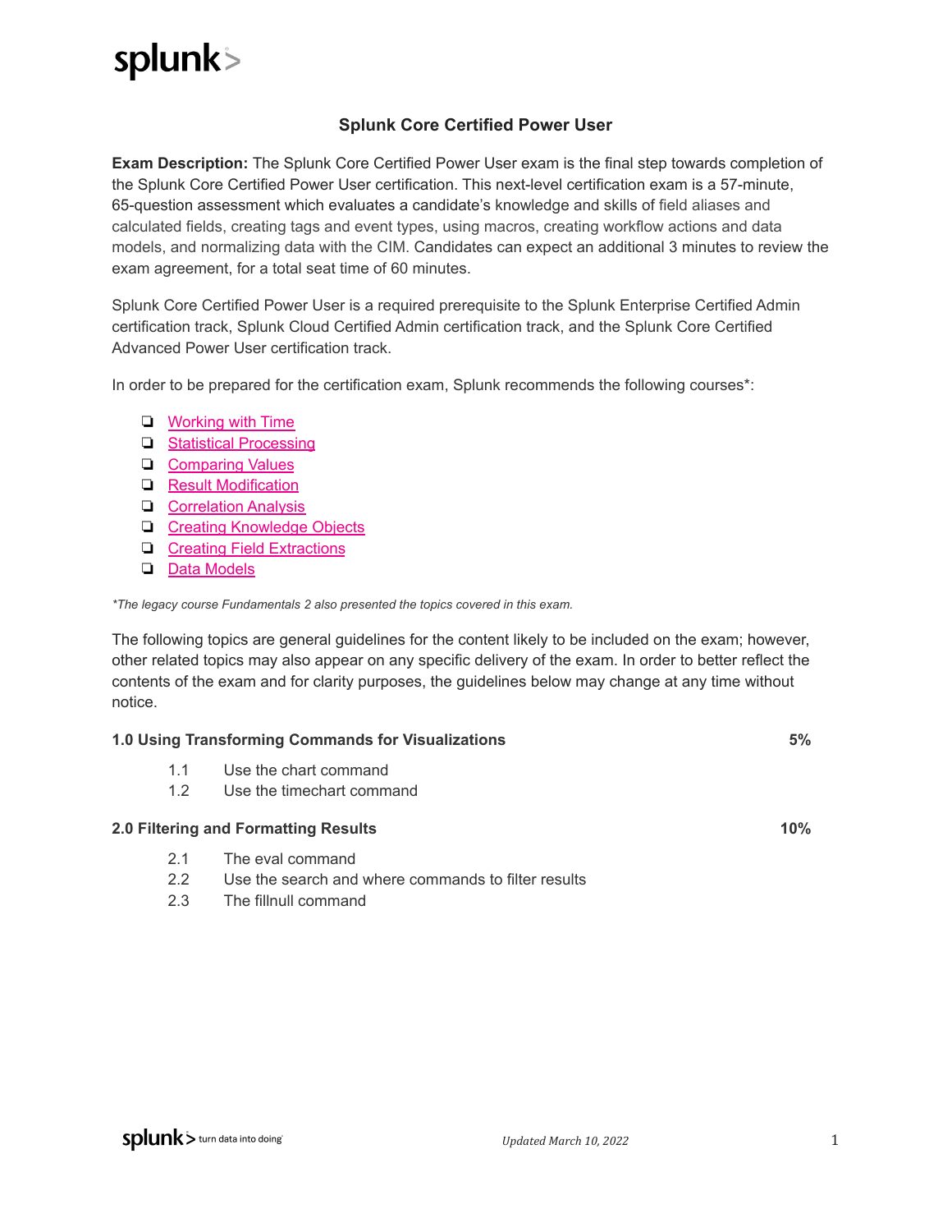# Splunk Core Certified Power User

**Exam Description:** The Splunk Core Certified Power User exam is the final step towards completion of the Splunk Core Certified Power User certification. This next-level certification exam is a 57-minute, 65-question assessment which evaluates a candidate's knowledge and skills of field aliases and calculated fields, creating tags and event types, using macros, creating workflow actions and data models, and normalizing data with the CIM. Candidates can expect an additional 3 minutes to review the exam agreement, for a total seat time of 60 minutes.

Splunk Core Certified Power User is a required prerequisite to the Splunk Enterprise Certified Admin certification track, Splunk Cloud Certified Admin certification track, and the Splunk Core Certified Advanced Power User certification track.

In order to be prepared for the certification exam, Splunk recommends the following courses*:

- Working with Time
- Statistical Processing
- Comparing Values
- Result Modification
- Correlation Analysis
- Creating Knowledge Objects
- Creating Field Extractions
- Data Models

*\*The legacy course Fundamentals 2 also presented the topics covered in this exam.*

The following topics are general guidelines for the content likely to be included on the exam; however, other related topics may also appear on any specific delivery of the exam. In order to better reflect the contents of the exam and for clarity purposes, the guidelines below may change at any time without notice.

**1.0 Using Transforming Commands for Visualizations** — **5%**

- 1.1 Use the chart command
- 1.2 Use the timechart command

**2.0 Filtering and Formatting Results** — **10%**

- 2.1 The eval command
- 2.2 Use the search and where commands to filter results
- 2.3 The fillnull command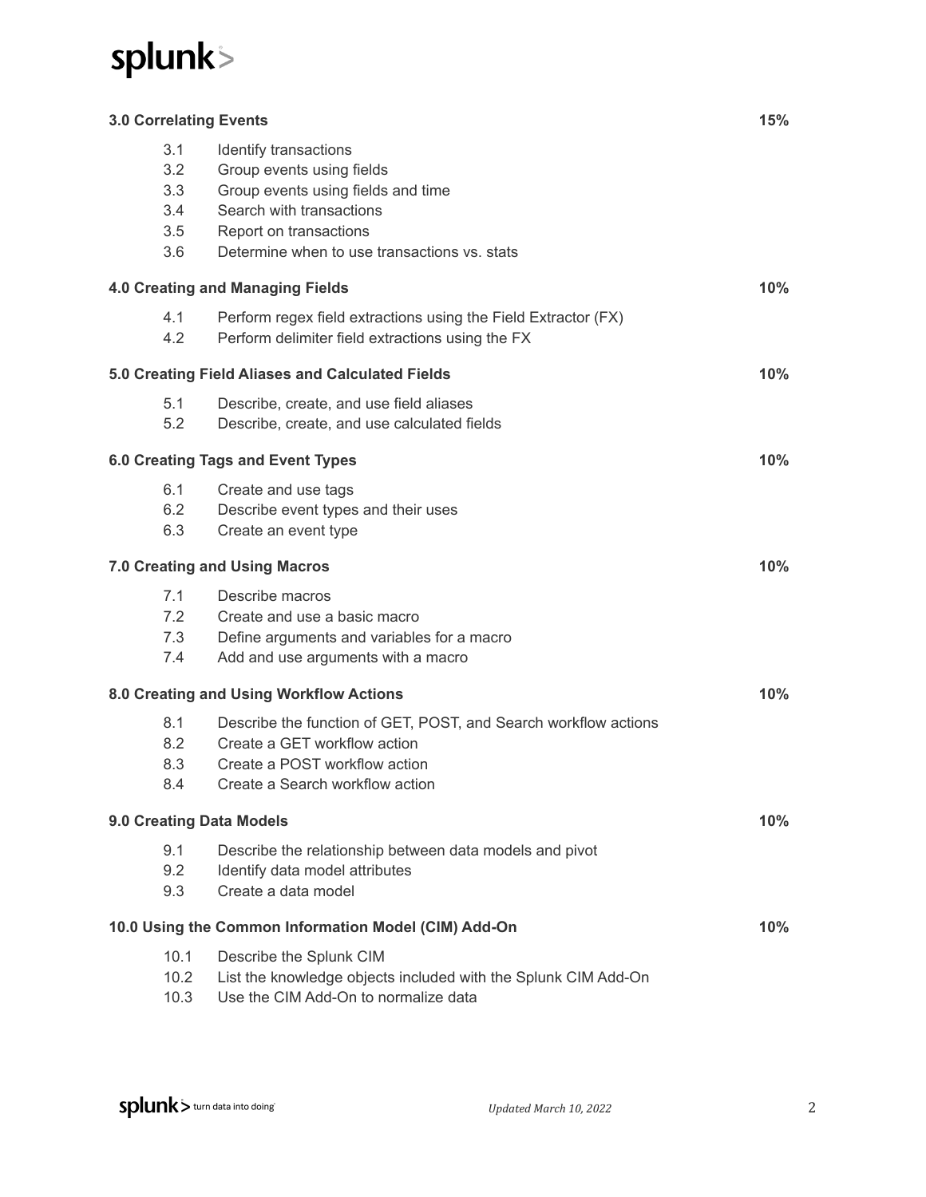| | | |
|---|---|---|
| **3.0 Correlating Events** | | **15%** |
| 3.1 | Identify transactions | |
| 3.2 | Group events using fields | |
| 3.3 | Group events using fields and time | |
| 3.4 | Search with transactions | |
| 3.5 | Report on transactions | |
| 3.6 | Determine when to use transactions vs. stats | |
| **4.0 Creating and Managing Fields** | | **10%** |
| 4.1 | Perform regex field extractions using the Field Extractor (FX) | |
| 4.2 | Perform delimiter field extractions using the FX | |
| **5.0 Creating Field Aliases and Calculated Fields** | | **10%** |
| 5.1 | Describe, create, and use field aliases | |
| 5.2 | Describe, create, and use calculated fields | |
| **6.0 Creating Tags and Event Types** | | **10%** |
| 6.1 | Create and use tags | |
| 6.2 | Describe event types and their uses | |
| 6.3 | Create an event type | |
| **7.0 Creating and Using Macros** | | **10%** |
| 7.1 | Describe macros | |
| 7.2 | Create and use a basic macro | |
| 7.3 | Define arguments and variables for a macro | |
| 7.4 | Add and use arguments with a macro | |
| **8.0 Creating and Using Workflow Actions** | | **10%** |
| 8.1 | Describe the function of GET, POST, and Search workflow actions | |
| 8.2 | Create a GET workflow action | |
| 8.3 | Create a POST workflow action | |
| 8.4 | Create a Search workflow action | |
| **9.0 Creating Data Models** | | **10%** |
| 9.1 | Describe the relationship between data models and pivot | |
| 9.2 | Identify data model attributes | |
| 9.3 | Create a data model | |
| **10.0 Using the Common Information Model (CIM) Add-On** | | **10%** |
| 10.1 | Describe the Splunk CIM | |
| 10.2 | List the knowledge objects included with the Splunk CIM Add-On | |
| 10.3 | Use the CIM Add-On to normalize data | |

*Updated March 10, 2022*